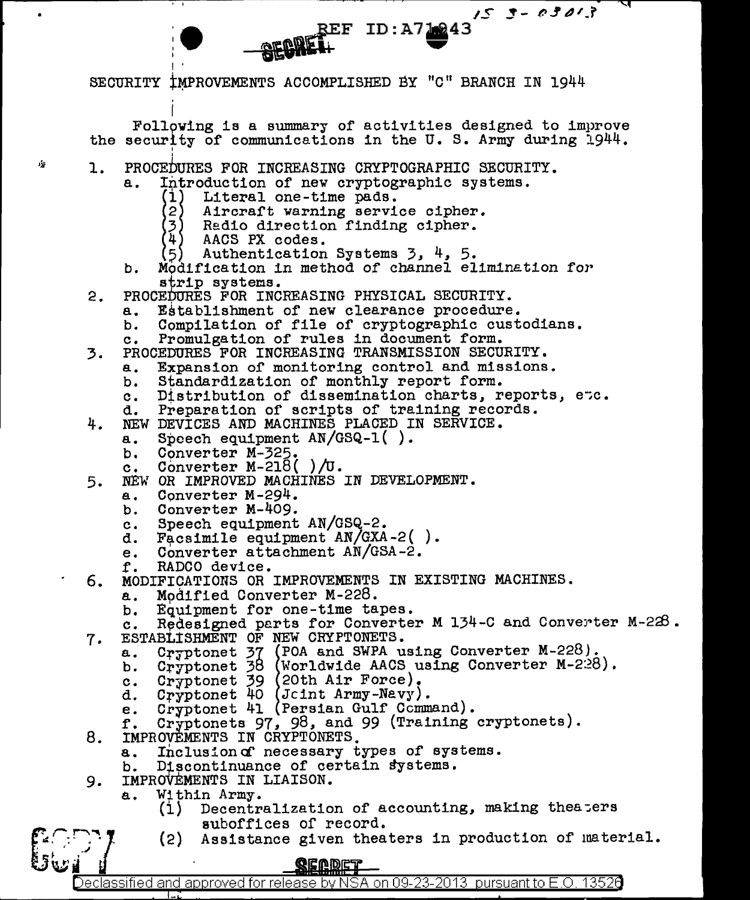# SECURITY IMPROVEMENTS ACCOMPLISHED BY "C" BRANCH IN 1944

Following is a summary of activities designed to improve the security of communications in the U. S. Army during 1944.

1. PROCEDURES FOR INCREASING CRYPTOGRAPHIC SECURITY.
   a. Introduction of new cryptographic systems.
      (1) Literal one-time pads.
      (2) Aircraft warning service cipher.
      (3) Radio direction finding cipher.
      (4) AACS PX codes.
      (5) Authentication Systems 3, 4, 5.
   b. Modification in method of channel elimination for strip systems.
2. PROCEDURES FOR INCREASING PHYSICAL SECURITY.
   a. Establishment of new clearance procedure.
   b. Compilation of file of cryptographic custodians.
   c. Promulgation of rules in document form.
3. PROCEDURES FOR INCREASING TRANSMISSION SECURITY.
   a. Expansion of monitoring control and missions.
   b. Standardization of monthly report form.
   c. Distribution of dissemination charts, reports, etc.
   d. Preparation of scripts of training records.
4. NEW DEVICES AND MACHINES PLACED IN SERVICE.
   a. Speech equipment AN/GSQ-1( ).
   b. Converter M-325.
   c. Converter M-218( )/U.
5. NEW OR IMPROVED MACHINES IN DEVELOPMENT.
   a. Converter M-294.
   b. Converter M-409.
   c. Speech equipment AN/GSQ-2.
   d. Facsimile equipment AN/GXA-2( ).
   e. Converter attachment AN/GSA-2.
   f. RADCO device.
6. MODIFICATIONS OR IMPROVEMENTS IN EXISTING MACHINES.
   a. Modified Converter M-228.
   b. Equipment for one-time tapes.
   c. Redesigned parts for Converter M 134-C and Converter M-228.
7. ESTABLISHMENT OF NEW CRYPTONETS.
   a. Cryptonet 37 (POA and SWPA using Converter M-228).
   b. Cryptonet 38 (Worldwide AACS using Converter M-228).
   c. Cryptonet 39 (20th Air Force).
   d. Cryptonet 40 (Joint Army-Navy).
   e. Cryptonet 41 (Persian Gulf Command).
   f. Cryptonets 97, 98, and 99 (Training cryptonets).
8. IMPROVEMENTS IN CRYPTONETS.
   a. Inclusion of necessary types of systems.
   b. Discontinuance of certain systems.
9. IMPROVEMENTS IN LIAISON.
   a. Within Army.
      (1) Decentralization of accounting, making theaters suboffices of record.
      (2) Assistance given theaters in production of material.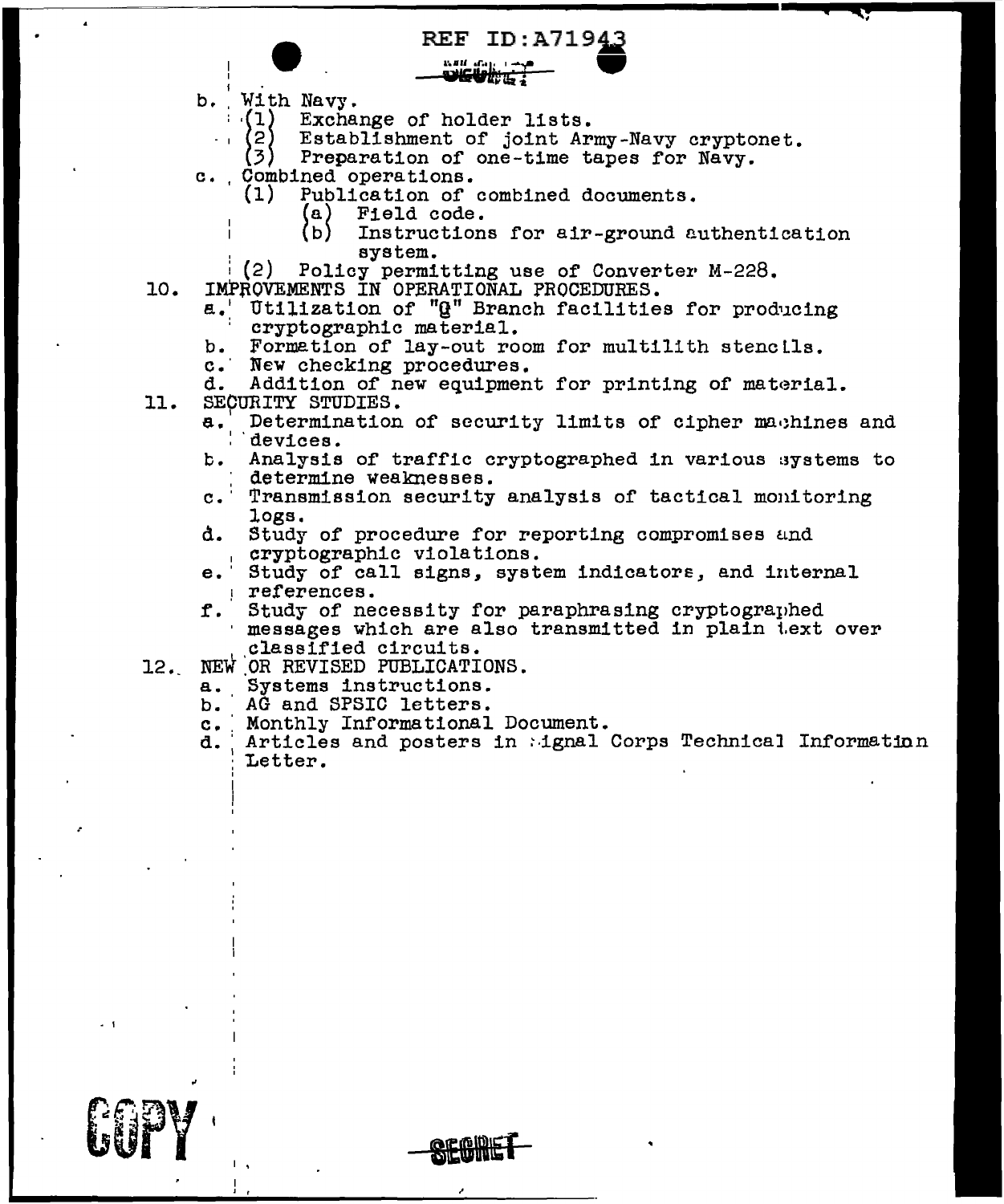b. With Navy.
   (1) Exchange of holder lists.
   (2) Establishment of joint Army-Navy cryptonet.
   (3) Preparation of one-time tapes for Navy.

c. Combined operations.
   (1) Publication of combined documents.
      (a) Field code.
      (b) Instructions for air-ground authentication system.
   (2) Policy permitting use of Converter M-228.

10. IMPROVEMENTS IN OPERATIONAL PROCEDURES.
   a. Utilization of "Q" Branch facilities for producing cryptographic material.
   b. Formation of lay-out room for multilith stencils.
   c. New checking procedures.
   d. Addition of new equipment for printing of material.

11. SECURITY STUDIES.
   a. Determination of security limits of cipher machines and devices.
   b. Analysis of traffic cryptographed in various systems to determine weaknesses.
   c. Transmission security analysis of tactical monitoring logs.
   d. Study of procedure for reporting compromises and cryptographic violations.
   e. Study of call signs, system indicators, and internal references.
   f. Study of necessity for paraphrasing cryptographed messages which are also transmitted in plain text over classified circuits.

12. NEW OR REVISED PUBLICATIONS.
   a. Systems instructions.
   b. AG and SPSIC letters.
   c. Monthly Informational Document.
   d. Articles and posters in Signal Corps Technical Information Letter.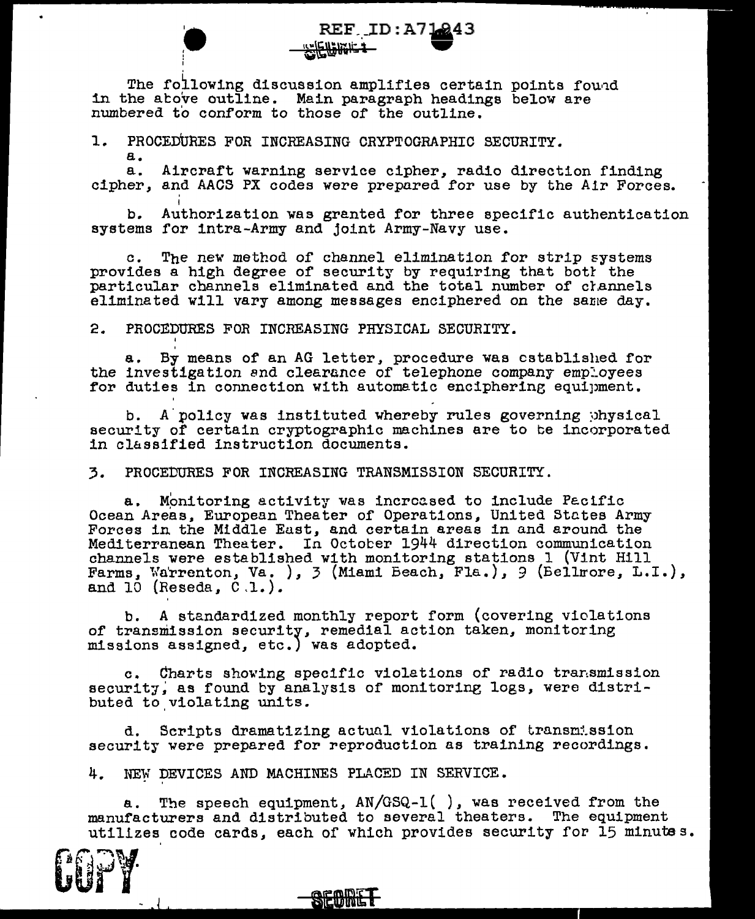The following discussion amplifies certain points found in the above outline. Main paragraph headings below are numbered to conform to those of the outline.

1. PROCEDURES FOR INCREASING CRYPTOGRAPHIC SECURITY.

a.

a. Aircraft warning service cipher, radio direction finding cipher, and AACS PX codes were prepared for use by the Air Forces.

b. Authorization was granted for three specific authentication systems for intra-Army and joint Army-Navy use.

c. The new method of channel elimination for strip systems provides a high degree of security by requiring that both the particular channels eliminated and the total number of channels eliminated will vary among messages enciphered on the same day.

2. PROCEDURES FOR INCREASING PHYSICAL SECURITY.

a. By means of an AG letter, procedure was established for the investigation and clearance of telephone company employees for duties in connection with automatic enciphering equipment.

b. A policy was instituted whereby rules governing physical security of certain cryptographic machines are to be incorporated in classified instruction documents.

3. PROCEDURES FOR INCREASING TRANSMISSION SECURITY.

a. Monitoring activity was increased to include Pacific Ocean Areas, European Theater of Operations, United States Army Forces in the Middle East, and certain areas in and around the Mediterranean Theater. In October 1944 direction communication channels were established with monitoring stations 1 (Vint Hill Farms, Warrenton, Va.), 3 (Miami Beach, Fla.), 9 (Bellmore, L.I.), and 10 (Reseda, C.l.).

b. A standardized monthly report form (covering violations of transmission security, remedial action taken, monitoring missions assigned, etc.) was adopted.

c. Charts showing specific violations of radio transmission security, as found by analysis of monitoring logs, were distributed to violating units.

d. Scripts dramatizing actual violations of transmission security were prepared for reproduction as training recordings.

4. NEW DEVICES AND MACHINES PLACED IN SERVICE.

a. The speech equipment, AN/GSQ-1( ), was received from the manufacturers and distributed to several theaters. The equipment utilizes code cards, each of which provides security for 15 minutes.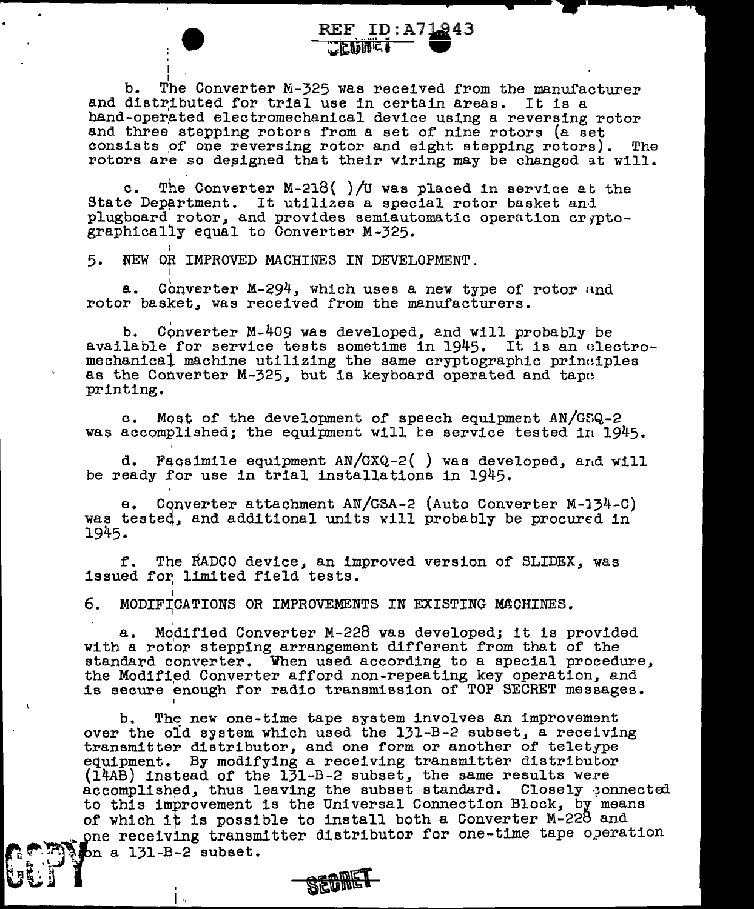b. The Converter M-325 was received from the manufacturer and distributed for trial use in certain areas. It is a hand-operated electromechanical device using a reversing rotor and three stepping rotors from a set of nine rotors (a set consists of one reversing rotor and eight stepping rotors). The rotors are so designed that their wiring may be changed at will.

c. The Converter M-218( )/U was placed in service at the State Department. It utilizes a special rotor basket and plugboard rotor, and provides semiautomatic operation cryptographically equal to Converter M-325.

5. NEW OR IMPROVED MACHINES IN DEVELOPMENT.

a. Converter M-294, which uses a new type of rotor and rotor basket, was received from the manufacturers.

b. Converter M-409 was developed, and will probably be available for service tests sometime in 1945. It is an electromechanical machine utilizing the same cryptographic principles as the Converter M-325, but is keyboard operated and tape printing.

c. Most of the development of speech equipment AN/GSQ-2 was accomplished; the equipment will be service tested in 1945.

d. Facsimile equipment AN/GXQ-2( ) was developed, and will be ready for use in trial installations in 1945.

e. Converter attachment AN/GSA-2 (Auto Converter M-134-C) was tested, and additional units will probably be procured in 1945.

f. The RADCO device, an improved version of SLIDEX, was issued for limited field tests.

6. MODIFICATIONS OR IMPROVEMENTS IN EXISTING MACHINES.

a. Modified Converter M-228 was developed; it is provided with a rotor stepping arrangement different from that of the standard converter. When used according to a special procedure, the Modified Converter afford non-repeating key operation, and is secure enough for radio transmission of TOP SECRET messages.

b. The new one-time tape system involves an improvement over the old system which used the 131-B-2 subset, a receiving transmitter distributor, and one form or another of teletype equipment. By modifying a receiving transmitter distributor (14AB) instead of the 131-B-2 subset, the same results were accomplished, thus leaving the subset standard. Closely connected to this improvement is the Universal Connection Block, by means of which it is possible to install both a Converter M-228 and one receiving transmitter distributor for one-time tape operation on a 131-B-2 subset.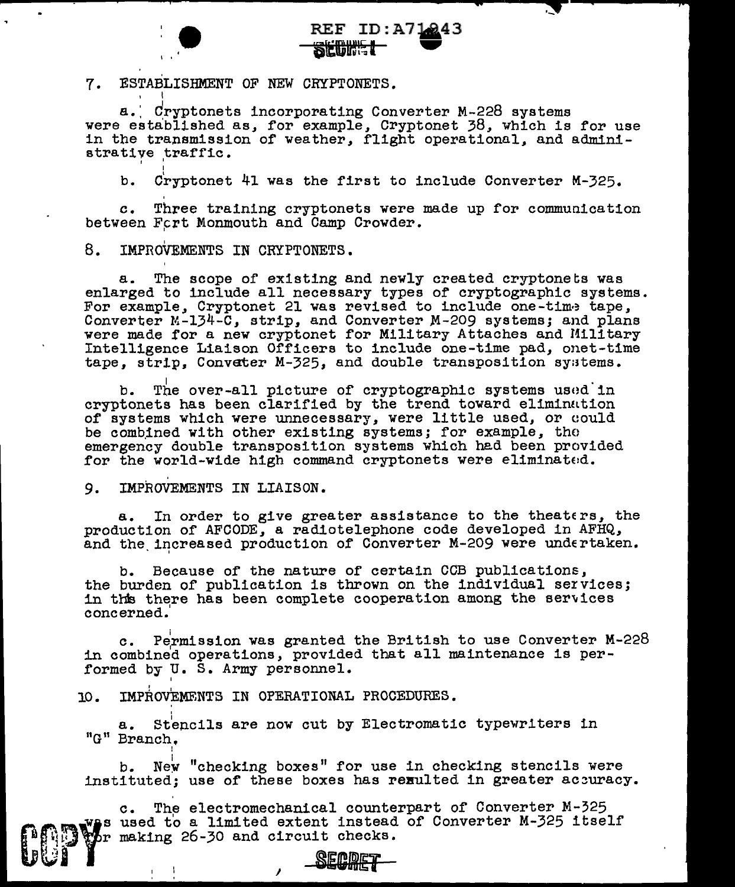7. ESTABLISHMENT OF NEW CRYPTONETS.

a. Cryptonets incorporating Converter M-228 systems were established as, for example, Cryptonet 38, which is for use in the transmission of weather, flight operational, and administrative traffic.

b. Cryptonet 41 was the first to include Converter M-325.

c. Three training cryptonets were made up for communication between Fort Monmouth and Camp Crowder.

8. IMPROVEMENTS IN CRYPTONETS.

a. The scope of existing and newly created cryptonets was enlarged to include all necessary types of cryptographic systems. For example, Cryptonet 21 was revised to include one-time tape, Converter M-134-C, strip, and Converter M-209 systems; and plans were made for a new cryptonet for Military Attaches and Military Intelligence Liaison Officers to include one-time pad, onet-time tape, strip, Convater M-325, and double transposition systems.

b. The over-all picture of cryptographic systems used in cryptonets has been clarified by the trend toward elimination of systems which were unnecessary, were little used, or could be combined with other existing systems; for example, the emergency double transposition systems which had been provided for the world-wide high command cryptonets were eliminated.

9. IMPROVEMENTS IN LIAISON.

a. In order to give greater assistance to the theaters, the production of AFCODE, a radiotelephone code developed in AFHQ, and the increased production of Converter M-209 were undertaken.

b. Because of the nature of certain CCB publications, the burden of publication is thrown on the individual services; in this there has been complete cooperation among the services concerned.

c. Permission was granted the British to use Converter M-228 in combined operations, provided that all maintenance is performed by U. S. Army personnel.

10. IMPROVEMENTS IN OPERATIONAL PROCEDURES.

a. Stencils are now cut by Electromatic typewriters in "G" Branch.

b. New "checking boxes" for use in checking stencils were instituted; use of these boxes has resulted in greater accuracy.

c. The electromechanical counterpart of Converter M-325 was used to a limited extent instead of Converter M-325 itself for making 26-30 and circuit checks.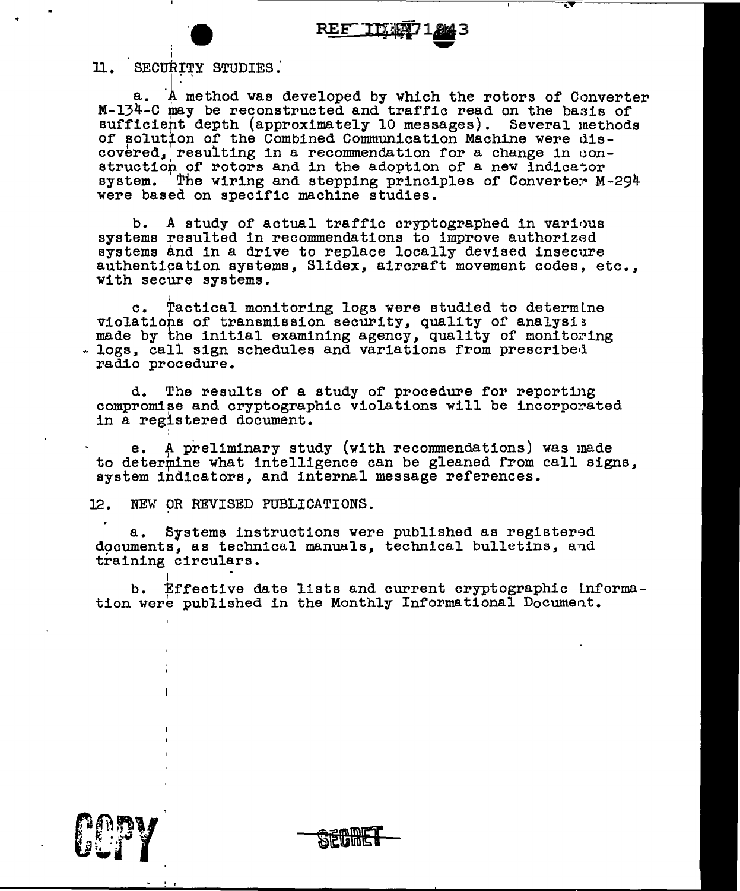11. SECURITY STUDIES.

a. A method was developed by which the rotors of Converter M-134-C may be reconstructed and traffic read on the basis of sufficient depth (approximately 10 messages). Several methods of solution of the Combined Communication Machine were discovered, resulting in a recommendation for a change in construction of rotors and in the adoption of a new indicator system. The wiring and stepping principles of Converter M-294 were based on specific machine studies.

b. A study of actual traffic cryptographed in various systems resulted in recommendations to improve authorized systems and in a drive to replace locally devised insecure authentication systems, Slidex, aircraft movement codes, etc., with secure systems.

c. Tactical monitoring logs were studied to determine violations of transmission security, quality of analysis made by the initial examining agency, quality of monitoring logs, call sign schedules and variations from prescribed radio procedure.

d. The results of a study of procedure for reporting compromise and cryptographic violations will be incorporated in a registered document.

e. A preliminary study (with recommendations) was made to determine what intelligence can be gleaned from call signs, system indicators, and internal message references.

12. NEW OR REVISED PUBLICATIONS.

a. Systems instructions were published as registered documents, as technical manuals, technical bulletins, and training circulars.

b. Effective date lists and current cryptographic information were published in the Monthly Informational Document.